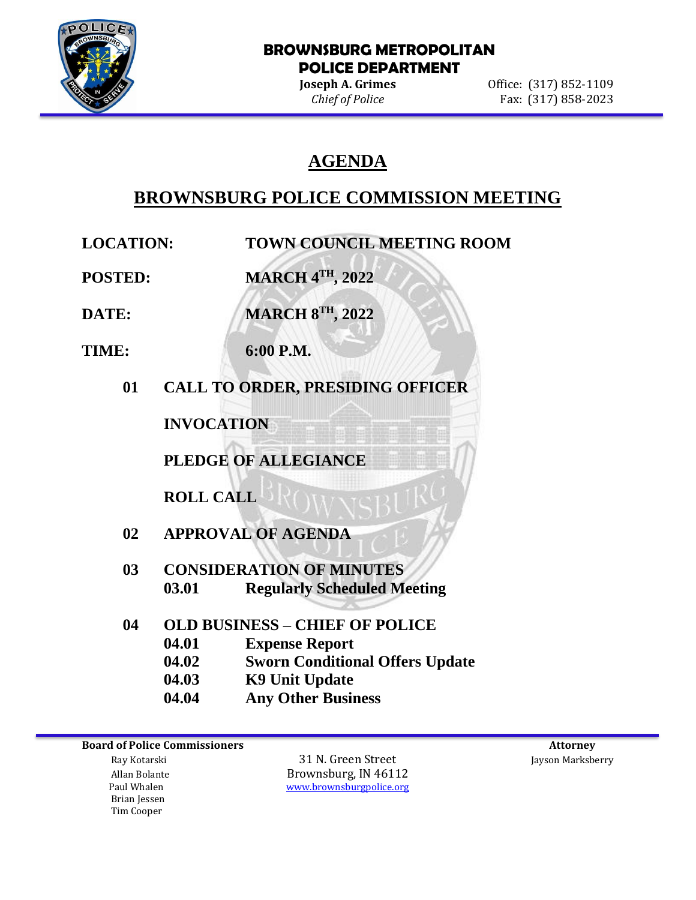**BROWNSBURG METROPOLITAN POLICE DEPARTMENT**

**Joseph A. Grimes**
*Chief of Police*

Office: (317) 852-1109
Fax: (317) 858-2023

# AGENDA

## BROWNSBURG POLICE COMMISSION MEETING

**LOCATION:** TOWN COUNCIL MEETING ROOM

**POSTED:** MARCH 4TH, 2022

**DATE:** MARCH 8TH, 2022

**TIME:** 6:00 P.M.

**01 CALL TO ORDER, PRESIDING OFFICER**

**INVOCATION**

**PLEDGE OF ALLEGIANCE**

**ROLL CALL**

**02 APPROVAL OF AGENDA**

**03 CONSIDERATION OF MINUTES**
- **03.01 Regularly Scheduled Meeting**

**04 OLD BUSINESS – CHIEF OF POLICE**
- **04.01 Expense Report**
- **04.02 Sworn Conditional Offers Update**
- **04.03 K9 Unit Update**
- **04.04 Any Other Business**

---

**Board of Police Commissioners**
Ray Kotarski
Allan Bolante
Paul Whalen
Brian Jessen
Tim Cooper

31 N. Green Street
Brownsburg, IN 46112
www.brownsburgpolice.org

**Attorney**
Jayson Marksberry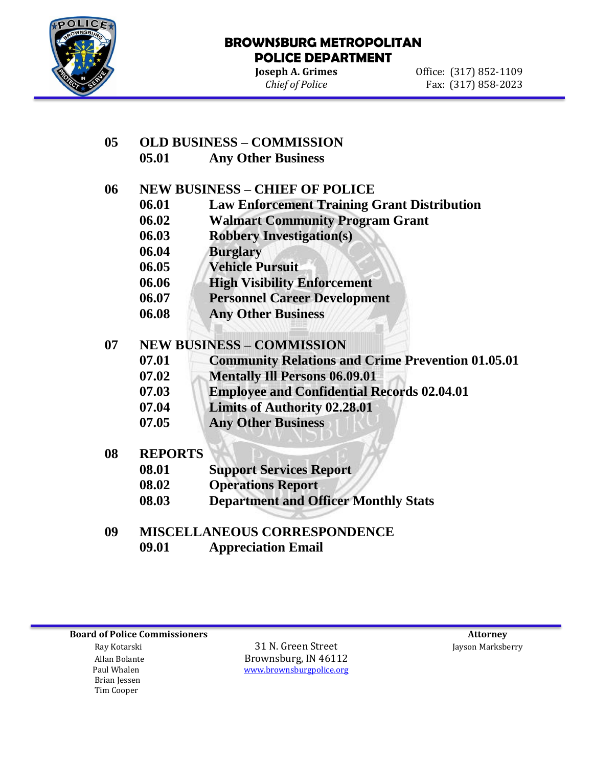**05 OLD BUSINESS – COMMISSION**

- **05.01** Any Other Business

**06 NEW BUSINESS – CHIEF OF POLICE**

- **06.01** Law Enforcement Training Grant Distribution
- **06.02** Walmart Community Program Grant
- **06.03** Robbery Investigation(s)
- **06.04** Burglary
- **06.05** Vehicle Pursuit
- **06.06** High Visibility Enforcement
- **06.07** Personnel Career Development
- **06.08** Any Other Business

**07 NEW BUSINESS – COMMISSION**

- **07.01** Community Relations and Crime Prevention 01.05.01
- **07.02** Mentally Ill Persons 06.09.01
- **07.03** Employee and Confidential Records 02.04.01
- **07.04** Limits of Authority 02.28.01
- **07.05** Any Other Business

**08 REPORTS**

- **08.01** Support Services Report
- **08.02** Operations Report
- **08.03** Department and Officer Monthly Stats

**09 MISCELLANEOUS CORRESPONDENCE**

- **09.01** Appreciation Email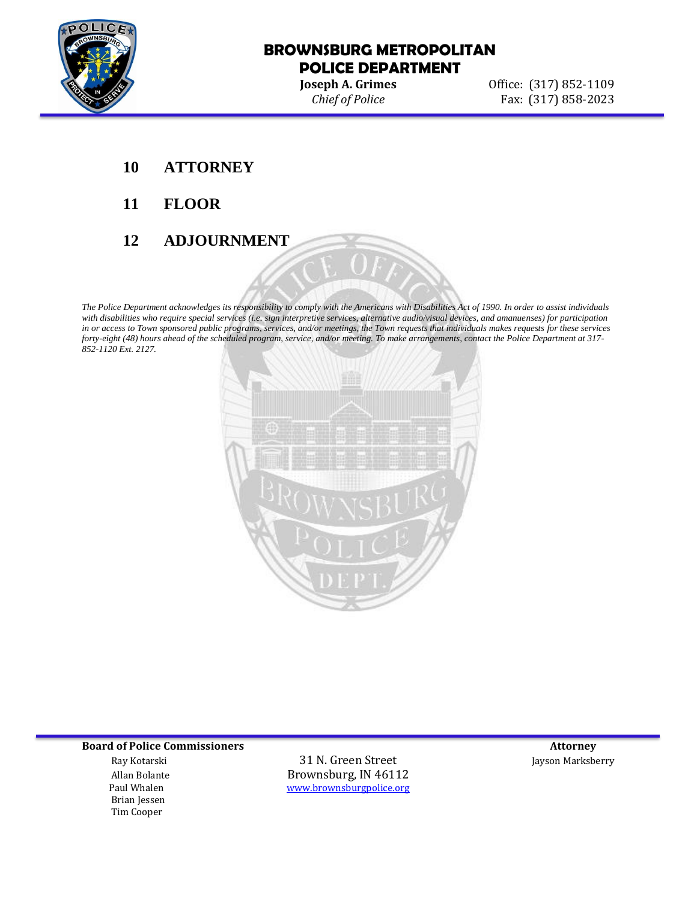## 10 ATTORNEY

## 11 FLOOR

## 12 ADJOURNMENT

*The Police Department acknowledges its responsibility to comply with the Americans with Disabilities Act of 1990. In order to assist individuals with disabilities who require special services (i.e. sign interpretive services, alternative audio/visual devices, and amanuenses) for participation in or access to Town sponsored public programs, services, and/or meetings, the Town requests that individuals makes requests for these services forty-eight (48) hours ahead of the scheduled program, service, and/or meeting. To make arrangements, contact the Police Department at 317-852-1120 Ext. 2127.*